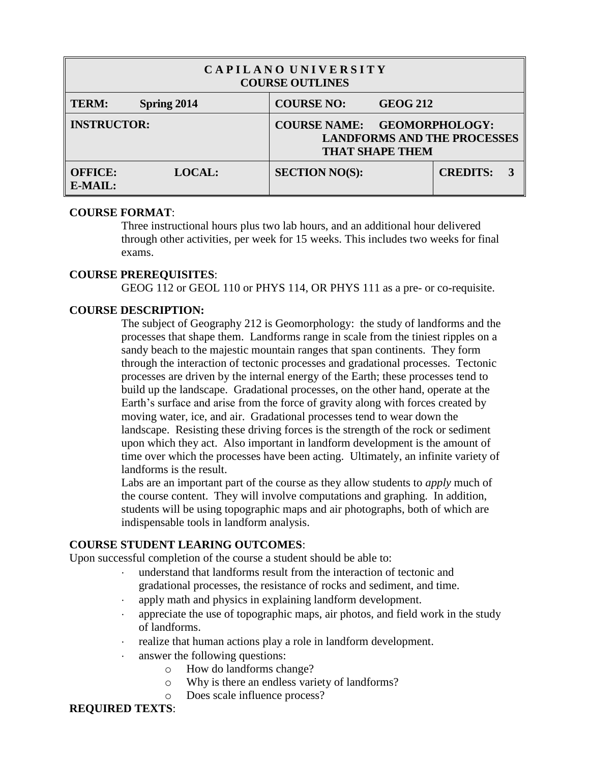| CAPILANO UNIVERSITY<br>COURSE OUTLINES | | |
|---|---|---|
| **TERM:** Spring 2014 | **COURSE NO:** GEOG 212 | |
| **INSTRUCTOR:** | **COURSE NAME: GEOMORPHOLOGY: LANDFORMS AND THE PROCESSES THAT SHAPE THEM** | |
| **OFFICE:** **LOCAL:**<br>**E-MAIL:** | **SECTION NO(S):** | **CREDITS: 3** |

**COURSE FORMAT**:

Three instructional hours plus two lab hours, and an additional hour delivered through other activities, per week for 15 weeks. This includes two weeks for final exams.

**COURSE PREREQUISITES**:

GEOG 112 or GEOL 110 or PHYS 114, OR PHYS 111 as a pre- or co-requisite.

**COURSE DESCRIPTION:**

The subject of Geography 212 is Geomorphology: the study of landforms and the processes that shape them. Landforms range in scale from the tiniest ripples on a sandy beach to the majestic mountain ranges that span continents. They form through the interaction of tectonic processes and gradational processes. Tectonic processes are driven by the internal energy of the Earth; these processes tend to build up the landscape. Gradational processes, on the other hand, operate at the Earth's surface and arise from the force of gravity along with forces created by moving water, ice, and air. Gradational processes tend to wear down the landscape. Resisting these driving forces is the strength of the rock or sediment upon which they act. Also important in landform development is the amount of time over which the processes have been acting. Ultimately, an infinite variety of landforms is the result.

Labs are an important part of the course as they allow students to *apply* much of the course content. They will involve computations and graphing. In addition, students will be using topographic maps and air photographs, both of which are indispensable tools in landform analysis.

**COURSE STUDENT LEARING OUTCOMES**:

Upon successful completion of the course a student should be able to:

- understand that landforms result from the interaction of tectonic and gradational processes, the resistance of rocks and sediment, and time.
- apply math and physics in explaining landform development.
- appreciate the use of topographic maps, air photos, and field work in the study of landforms.
- realize that human actions play a role in landform development.
- answer the following questions:
  - How do landforms change?
  - Why is there an endless variety of landforms?
  - Does scale influence process?

**REQUIRED TEXTS**: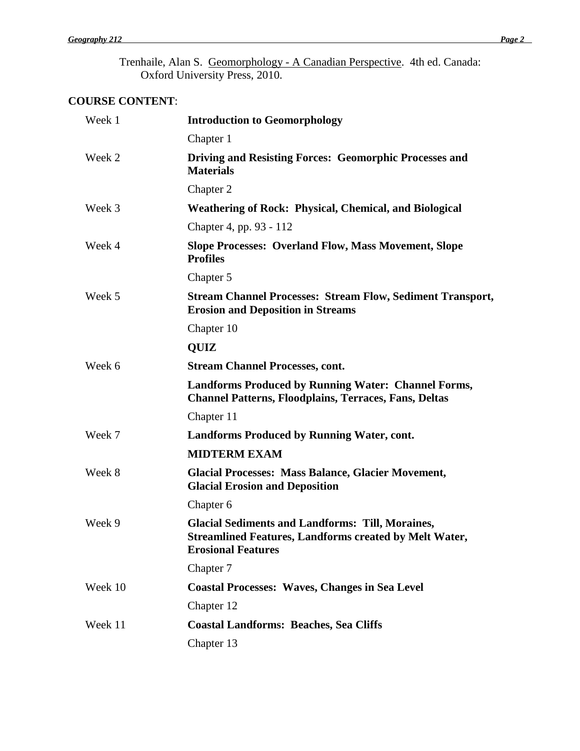Trenhaile, Alan S. Geomorphology - A Canadian Perspective. 4th ed. Canada: Oxford University Press, 2010.

**COURSE CONTENT**:

| | |
|---|---|
| Week 1 | **Introduction to Geomorphology** |
| | Chapter 1 |
| Week 2 | **Driving and Resisting Forces: Geomorphic Processes and Materials** |
| | Chapter 2 |
| Week 3 | **Weathering of Rock: Physical, Chemical, and Biological** |
| | Chapter 4, pp. 93 - 112 |
| Week 4 | **Slope Processes: Overland Flow, Mass Movement, Slope Profiles** |
| | Chapter 5 |
| Week 5 | **Stream Channel Processes: Stream Flow, Sediment Transport, Erosion and Deposition in Streams** |
| | Chapter 10 |
| | **QUIZ** |
| Week 6 | **Stream Channel Processes, cont.** |
| | **Landforms Produced by Running Water: Channel Forms, Channel Patterns, Floodplains, Terraces, Fans, Deltas** |
| | Chapter 11 |
| Week 7 | **Landforms Produced by Running Water, cont.** |
| | **MIDTERM EXAM** |
| Week 8 | **Glacial Processes: Mass Balance, Glacier Movement, Glacial Erosion and Deposition** |
| | Chapter 6 |
| Week 9 | **Glacial Sediments and Landforms: Till, Moraines, Streamlined Features, Landforms created by Melt Water, Erosional Features** |
| | Chapter 7 |
| Week 10 | **Coastal Processes: Waves, Changes in Sea Level** |
| | Chapter 12 |
| Week 11 | **Coastal Landforms: Beaches, Sea Cliffs** |
| | Chapter 13 |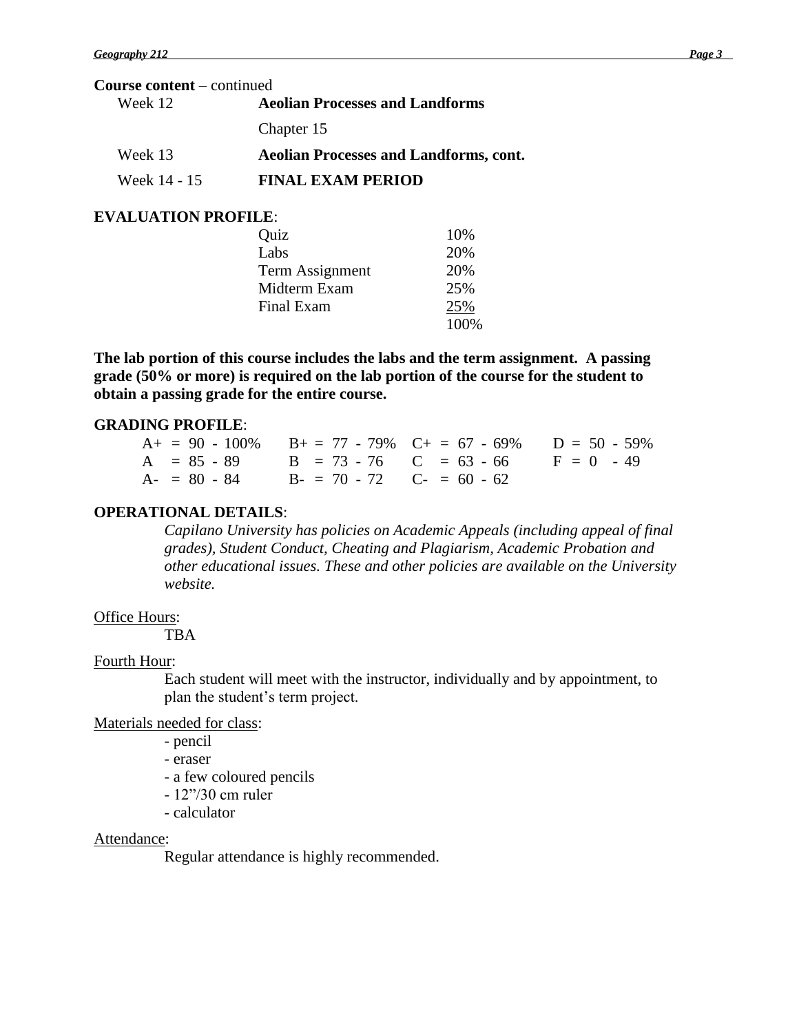**Course content** – continued

| | |
|---|---|
| Week 12 | **Aeolian Processes and Landforms** |
| | Chapter 15 |
| Week 13 | **Aeolian Processes and Landforms, cont.** |
| Week 14 - 15 | **FINAL EXAM PERIOD** |

## EVALUATION PROFILE:

| | |
|---|---|
| Quiz | 10% |
| Labs | 20% |
| Term Assignment | 20% |
| Midterm Exam | 25% |
| Final Exam | 25% |
| | 100% |

**The lab portion of this course includes the labs and the term assignment. A passing grade (50% or more) is required on the lab portion of the course for the student to obtain a passing grade for the entire course.**

## GRADING PROFILE:

| | | | |
|---|---|---|---|
| A+ = 90 - 100% | B+ = 77 - 79% | C+ = 67 - 69% | D = 50 - 59% |
| A = 85 - 89 | B = 73 - 76 | C = 63 - 66 | F = 0 - 49 |
| A- = 80 - 84 | B- = 70 - 72 | C- = 60 - 62 | |

## OPERATIONAL DETAILS:

*Capilano University has policies on Academic Appeals (including appeal of final grades), Student Conduct, Cheating and Plagiarism, Academic Probation and other educational issues. These and other policies are available on the University website.*

Office Hours:

TBA

Fourth Hour:

Each student will meet with the instructor, individually and by appointment, to plan the student's term project.

Materials needed for class:

- pencil
- eraser
- a few coloured pencils
- 12"/30 cm ruler
- calculator

Attendance:

Regular attendance is highly recommended.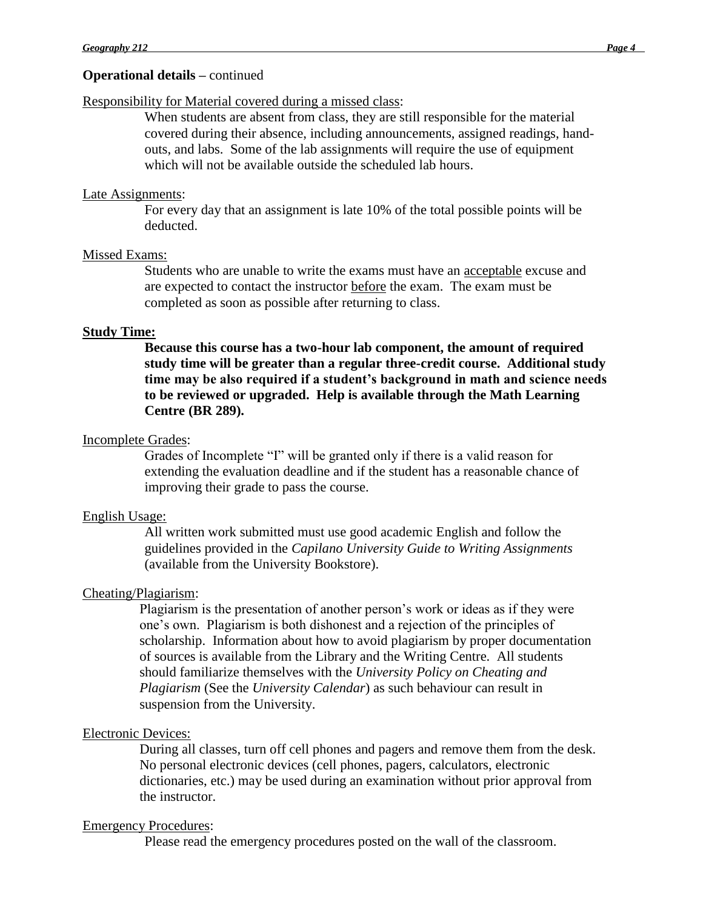**Operational details –** continued

Responsibility for Material covered during a missed class:

When students are absent from class, they are still responsible for the material covered during their absence, including announcements, assigned readings, hand-outs, and labs. Some of the lab assignments will require the use of equipment which will not be available outside the scheduled lab hours.

Late Assignments:

For every day that an assignment is late 10% of the total possible points will be deducted.

Missed Exams:

Students who are unable to write the exams must have an acceptable excuse and are expected to contact the instructor before the exam. The exam must be completed as soon as possible after returning to class.

**Study Time:**

**Because this course has a two-hour lab component, the amount of required study time will be greater than a regular three-credit course. Additional study time may be also required if a student's background in math and science needs to be reviewed or upgraded. Help is available through the Math Learning Centre (BR 289).**

Incomplete Grades:

Grades of Incomplete "I" will be granted only if there is a valid reason for extending the evaluation deadline and if the student has a reasonable chance of improving their grade to pass the course.

English Usage:

All written work submitted must use good academic English and follow the guidelines provided in the *Capilano University Guide to Writing Assignments* (available from the University Bookstore).

Cheating/Plagiarism:

Plagiarism is the presentation of another person's work or ideas as if they were one's own. Plagiarism is both dishonest and a rejection of the principles of scholarship. Information about how to avoid plagiarism by proper documentation of sources is available from the Library and the Writing Centre. All students should familiarize themselves with the *University Policy on Cheating and Plagiarism* (See the *University Calendar*) as such behaviour can result in suspension from the University.

Electronic Devices:

During all classes, turn off cell phones and pagers and remove them from the desk. No personal electronic devices (cell phones, pagers, calculators, electronic dictionaries, etc.) may be used during an examination without prior approval from the instructor.

Emergency Procedures:

Please read the emergency procedures posted on the wall of the classroom.